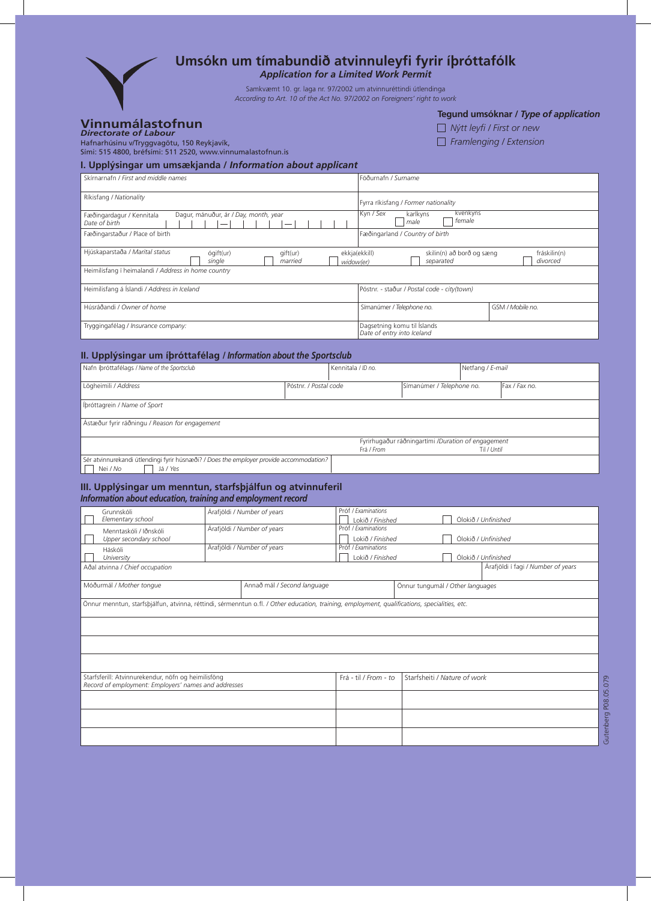# Umsókn um tímabundið atvinnuleyfi fyrir íþróttafólk

***Application for a Limited Work Permit***

Samkvæmt 10. gr. laga nr. 97/2002 um atvinnuréttindi útlendinga
*According to Art. 10 of the Act No. 97/2002 on Foreigners' right to work*

**Vinnumálastofnun**
***Directorate of Labour***
Hafnarhúsinu v/Tryggvagötu, 150 Reykjavík,
Sími: 515 4800, bréfsími: 511 2520, www.vinnumalastofnun.is

**Tegund umsóknar / *Type of application***

☐ Nýtt leyfi / *First or new*
☐ Framlenging / *Extension*

## I. Upplýsingar um umsækjanda / *Information about applicant*

| | |
|---|---|
| Skírnarnafn / *First and middle names* | Föðurnafn / *Surname* |
| Ríkisfang / *Nationality* | Fyrra ríkisfang / *Former nationality* |
| Fæðingardagur / Kennitala *Date of birth* — Dagur, mánuður, ár / *Day, month, year* | Kyn / *Sex* ☐ karlkyns *male* ☐ kvenkyns *female* |
| Fæðingarstaður / Place of birth | Fæðingarland / *Country of birth* |
| Hjúskaparstaða / *Marital status* ☐ ógift(ur) *single* ☐ gift(ur) *married* ☐ ekkja(ekkill) *widow(er)* ☐ skilin(n) að borð og sæng *separated* ☐ fráskilin(n) *divorced* | |
| Heimilisfang í heimalandi / *Address in home country* | |
| Heimilisfang á Íslandi / *Address in Iceland* | Póstnr. - staður / *Postal code - city(town)* |
| Húsráðandi / *Owner of home* | Símanúmer / *Telephone no.* — GSM / *Mobile no.* |
| Tryggingafélag / *Insurance company:* | Dagsetning komu til Íslands *Date of entry into Iceland* |

## II. Upplýsingar um íþróttafélag / *Information about the Sportsclub*

| | | | |
|---|---|---|---|
| Nafn íþróttafélags / *Name of the Sportsclub* | Kennitala / *ID no.* | Netfang / *E-mail* | |
| Lögheimili / *Address* | Póstnr. / *Postal code* | Símanúmer / *Telephone no.* | Fax / *Fax no.* |
| Íþróttagrein / *Name of Sport* | | | |
| Ástæður fyrir ráðningu / *Reason for engagement* | | | |
| | Fyrirhugaður ráðningartími /*Duration of engagement* Frá / *From* | Til / *Until* | |
| Sér atvinnurekandi útlendingi fyrir húsnæði? / *Does the employer provide accommodation?* ☐ Nei / *No* ☐ Já / *Yes* | | | |

## III. Upplýsingar um menntun, starfsþjálfun og atvinnuferil
***Information about education, training and employment record***

| | | |
|---|---|---|
| ☐ Grunnskóli *Elementary school* | Árafjöldi / *Number of years* | Próf / *Examinations* ☐ Lokið / *Finished* ☐ Ólokið / *Unfinished* |
| ☐ Menntaskóli / Iðnskóli *Upper secondary school* | Árafjöldi / *Number of years* | Próf / *Examinations* ☐ Lokið / *Finished* ☐ Ólokið / *Unfinished* |
| ☐ Háskóli *University* | Árafjöldi / *Number of years* | Próf / *Examinations* ☐ Lokið / *Finished* ☐ Ólokið / *Unfinished* |
| Aðal atvinna / *Chief occupation* | | Árafjöldi í fagi / *Number of years* |
| Móðurmál / *Mother tongue* | Annað mál / *Second language* | Önnur tungumál / *Other languages* |

Önnur menntun, starfsþjálfun, atvinna, réttindi, sérmenntun o.fl. / *Other education, training, employment, qualifications, specialities, etc.*

| Starfsferill: Atvinnurekendur, nöfn og heimilisföng *Record of employment: Employers' names and addresses* | Frá - til / *From - to* | Starfsheiti / *Nature of work* |
|---|---|---|
| | | |
| | | |
| | | |

Gutenberg P08.05.079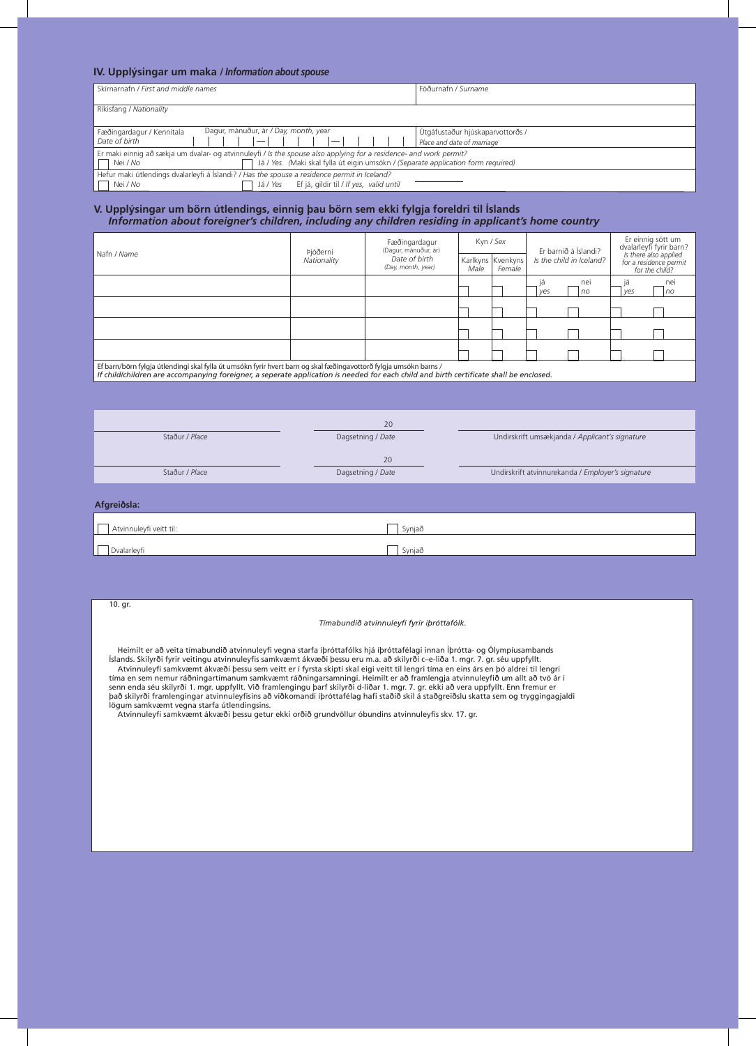## IV. Upplýsingar um maka / *Information about spouse*

| | |
|---|---|
| Skírnarnafn / *First and middle names* | Föðurnafn / *Surname* |
| Ríkisfang / *Nationality* | |
| Fæðingardagur / Kennitala *Date of birth* — Dagur, mánuður, ár / *Day, month, year* | Útgáfustaður hjúskaparvottorðs / *Place and date of marriage* |
| Er maki einnig að sækja um dvalar- og atvinnuleyfi / *Is the spouse also applying for a residence- and work permit?* ☐ Nei / *No* ☐ Já / *Yes* (Maki skal fylla út eigin umsókn / *(Separate application form required)* | |
| Hefur maki útlendings dvalarleyfi á Íslandi? / *Has the spouse a residence permit in Iceland?* ☐ Nei / *No* ☐ Já / *Yes* Ef já, gildir til / *If yes, valid until* | |

## V. Upplýsingar um börn útlendings, einnig þau börn sem ekki fylgja foreldri til Íslands
### *Information about foreigner's children, including any children residing in applicant's home country*

| Nafn / *Name* | Þjóðerni *Nationality* | Fæðingardagur (Dagur, mánuður, ár) *Date of birth (Day, month, year)* | Kyn / *Sex* Karlkyns *Male* | Kvenkyns *Female* | Er barnið á Íslandi? *Is the child in Iceland?* já *yes* | nei *no* | Er einnig sótt um dvalarleyfi fyrir barn? *Is there also applied for a residence permit for the child?* já *yes* | nei *no* |
|---|---|---|---|---|---|---|---|---|
| | | | ☐ | ☐ | ☐ | ☐ | ☐ | ☐ |
| | | | ☐ | ☐ | ☐ | ☐ | ☐ | ☐ |
| | | | ☐ | ☐ | ☐ | ☐ | ☐ | ☐ |
| | | | ☐ | ☐ | ☐ | ☐ | ☐ | ☐ |

Ef barn/börn fylgja útlendingi skal fylla út umsókn fyrir hvert barn og skal fæðingavottorð fylgja umsókn barns /
*If child/children are accompanying foreigner, a seperate application is needed for each child and birth certificate shall be enclosed.*

| | | |
|---|---|---|
| | 20 | |
| Staður / *Place* | Dagsetning / *Date* | Undirskrift umsækjanda / *Applicant's signature* |
| | 20 | |
| Staður / *Place* | Dagsetning / *Date* | Undirskrift atvinnurekanda / *Employer's signature* |

**Afgreiðsla:**

| | |
|---|---|
| ☐ Atvinnuleyfi veitt til: | ☐ Synjað |
| ☐ Dvalarleyfi | ☐ Synjað |

10. gr.

*Tímabundið atvinnuleyfi fyrir íþróttafólk.*

Heimilt er að veita tímabundið atvinnuleyfi vegna starfa íþróttafólks hjá íþróttafélagi innan Íþrótta- og Ólympíusambands Íslands. Skilyrði fyrir veitingu atvinnuleyfis samkvæmt ákvæði þessu eru m.a. að skilyrði c–e-liða 1. mgr. 7. gr. séu uppfyllt.

Atvinnuleyfi samkvæmt ákvæði þessu sem veitt er í fyrsta skipti skal eigi veitt til lengri tíma en eins árs en þó aldrei til lengri tíma en sem nemur ráðningartímanum samkvæmt ráðningarsamningi. Heimilt er að framlengja atvinnuleyfið um allt að tvö ár í senn enda séu skilyrði 1. mgr. uppfyllt. Við framlengingu þarf skilyrði d-liðar 1. mgr. 7. gr. ekki að vera uppfyllt. Enn fremur er það skilyrði framlengingar atvinnuleyfisins að viðkomandi íþróttafélag hafi staðið skil á staðgreiðslu skatta sem og tryggingagjaldi lögum samkvæmt vegna starfa útlendingsins.

Atvinnuleyfi samkvæmt ákvæði þessu getur ekki orðið grundvöllur óbundins atvinnuleyfis skv. 17. gr.